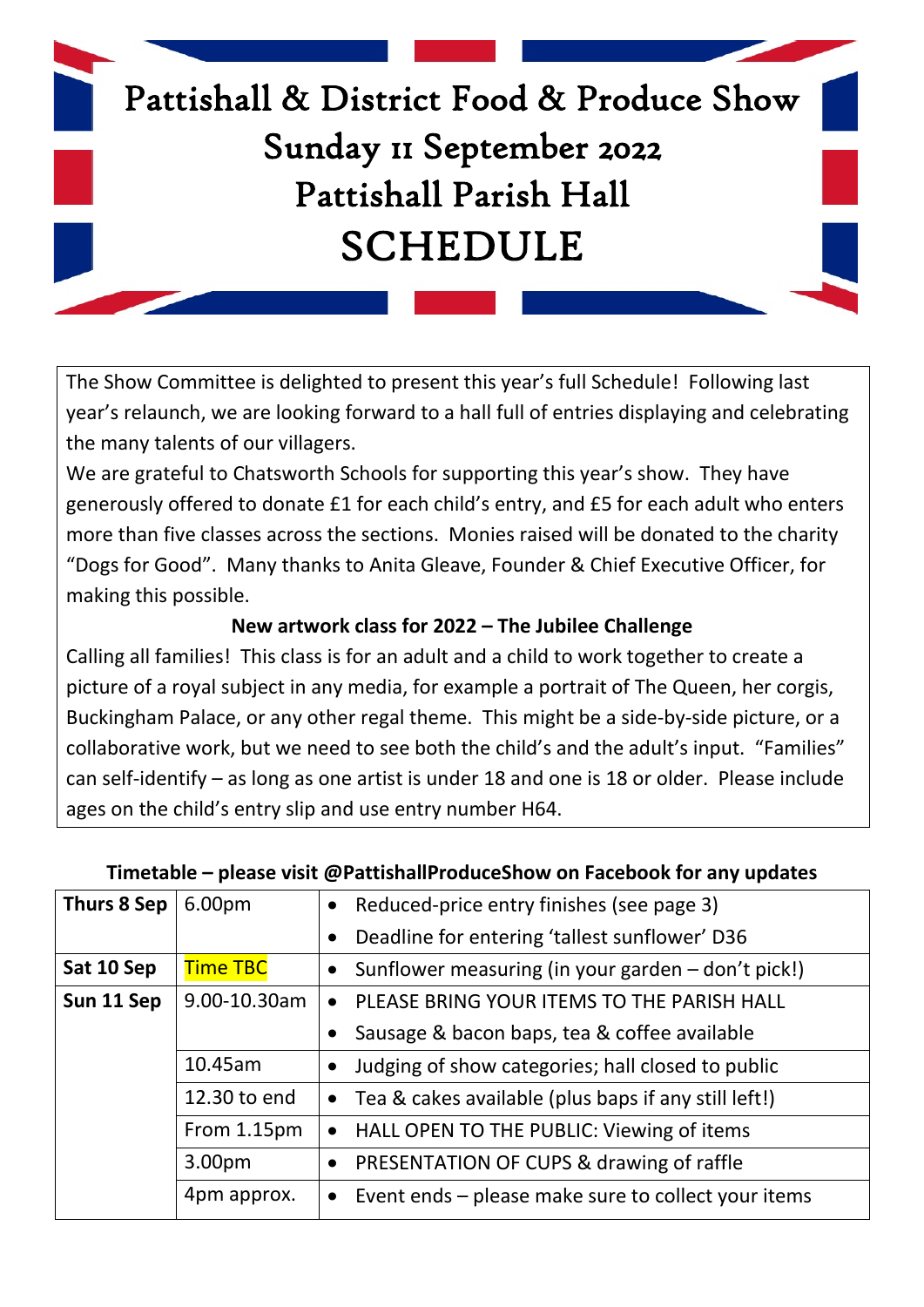# Pattishall & District Food & Produce Show
## Sunday 11 September 2022
## Pattishall Parish Hall
# SCHEDULE

The Show Committee is delighted to present this year's full Schedule! Following last year's relaunch, we are looking forward to a hall full of entries displaying and celebrating the many talents of our villagers.

We are grateful to Chatsworth Schools for supporting this year's show. They have generously offered to donate £1 for each child's entry, and £5 for each adult who enters more than five classes across the sections. Monies raised will be donated to the charity "Dogs for Good". Many thanks to Anita Gleave, Founder & Chief Executive Officer, for making this possible.

**New artwork class for 2022 – The Jubilee Challenge**

Calling all families! This class is for an adult and a child to work together to create a picture of a royal subject in any media, for example a portrait of The Queen, her corgis, Buckingham Palace, or any other regal theme. This might be a side-by-side picture, or a collaborative work, but we need to see both the child's and the adult's input. "Families" can self-identify – as long as one artist is under 18 and one is 18 or older. Please include ages on the child's entry slip and use entry number H64.

**Timetable – please visit @PattishallProduceShow on Facebook for any updates**

| | | |
|---|---|---|
| **Thurs 8 Sep** | 6.00pm | • Reduced-price entry finishes (see page 3)<br>• Deadline for entering 'tallest sunflower' D36 |
| **Sat 10 Sep** | Time TBC | • Sunflower measuring (in your garden – don't pick!) |
| **Sun 11 Sep** | 9.00-10.30am | • PLEASE BRING YOUR ITEMS TO THE PARISH HALL<br>• Sausage & bacon baps, tea & coffee available |
| | 10.45am | • Judging of show categories; hall closed to public |
| | 12.30 to end | • Tea & cakes available (plus baps if any still left!) |
| | From 1.15pm | • HALL OPEN TO THE PUBLIC: Viewing of items |
| | 3.00pm | • PRESENTATION OF CUPS & drawing of raffle |
| | 4pm approx. | • Event ends – please make sure to collect your items |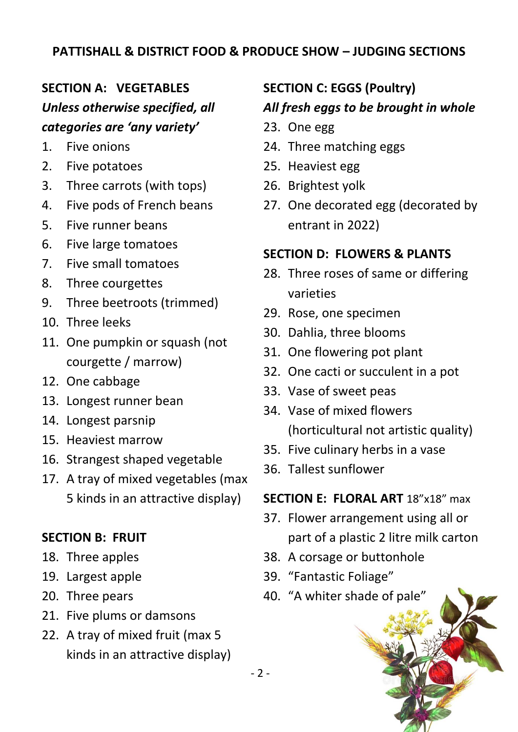# PATTISHALL & DISTRICT FOOD & PRODUCE SHOW – JUDGING SECTIONS

## SECTION A: VEGETABLES

***Unless otherwise specified, all categories are 'any variety'***

1. Five onions
2. Five potatoes
3. Three carrots (with tops)
4. Five pods of French beans
5. Five runner beans
6. Five large tomatoes
7. Five small tomatoes
8. Three courgettes
9. Three beetroots (trimmed)
10. Three leeks
11. One pumpkin or squash (not courgette / marrow)
12. One cabbage
13. Longest runner bean
14. Longest parsnip
15. Heaviest marrow
16. Strangest shaped vegetable
17. A tray of mixed vegetables (max 5 kinds in an attractive display)

## SECTION B: FRUIT

18. Three apples
19. Largest apple
20. Three pears
21. Five plums or damsons
22. A tray of mixed fruit (max 5 kinds in an attractive display)

## SECTION C: EGGS (Poultry)

***All fresh eggs to be brought in whole***

23. One egg
24. Three matching eggs
25. Heaviest egg
26. Brightest yolk
27. One decorated egg (decorated by entrant in 2022)

## SECTION D: FLOWERS & PLANTS

28. Three roses of same or differing varieties
29. Rose, one specimen
30. Dahlia, three blooms
31. One flowering pot plant
32. One cacti or succulent in a pot
33. Vase of sweet peas
34. Vase of mixed flowers (horticultural not artistic quality)
35. Five culinary herbs in a vase
36. Tallest sunflower

## SECTION E: FLORAL ART 18"x18" max

37. Flower arrangement using all or part of a plastic 2 litre milk carton
38. A corsage or buttonhole
39. "Fantastic Foliage"
40. "A whiter shade of pale"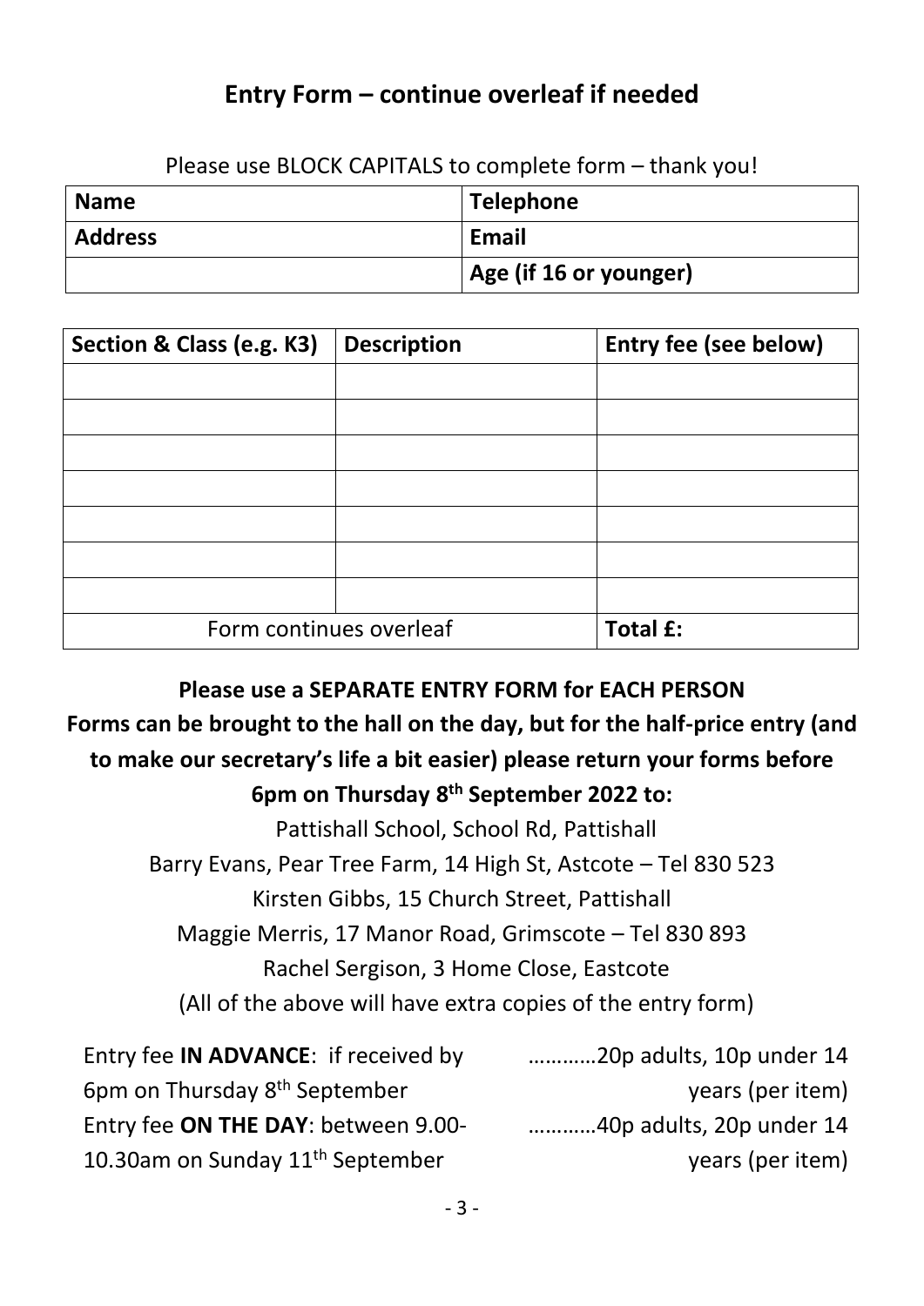## Entry Form – continue overleaf if needed

Please use BLOCK CAPITALS to complete form – thank you!

| **Name** | **Telephone** |
| --- | --- |
| **Address** | **Email** |
| | **Age (if 16 or younger)** |

| **Section & Class (e.g. K3)** | **Description** | **Entry fee (see below)** |
| --- | --- | --- |
| | | |
| | | |
| | | |
| | | |
| | | |
| | | |
| | | |
| Form continues overleaf | | **Total £:** |

**Please use a SEPARATE ENTRY FORM for EACH PERSON**

**Forms can be brought to the hall on the day, but for the half-price entry (and to make our secretary's life a bit easier) please return your forms before 6pm on Thursday 8th September 2022 to:**

Pattishall School, School Rd, Pattishall
Barry Evans, Pear Tree Farm, 14 High St, Astcote – Tel 830 523
Kirsten Gibbs, 15 Church Street, Pattishall
Maggie Merris, 17 Manor Road, Grimscote – Tel 830 893
Rachel Sergison, 3 Home Close, Eastcote
(All of the above will have extra copies of the entry form)

Entry fee **IN ADVANCE**: if received by 6pm on Thursday 8th September …………20p adults, 10p under 14 years (per item)

Entry fee **ON THE DAY**: between 9.00-10.30am on Sunday 11th September …………40p adults, 20p under 14 years (per item)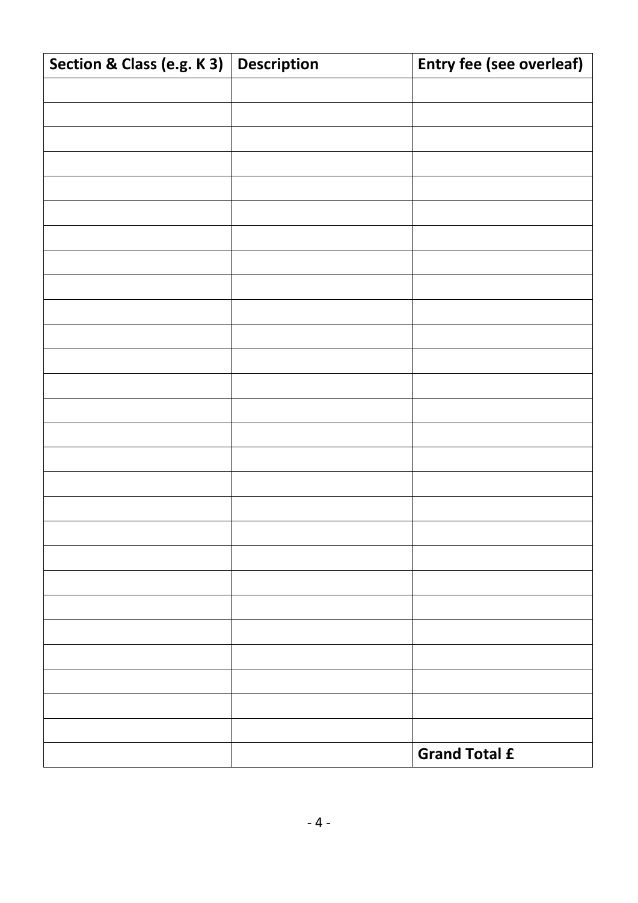| Section & Class (e.g. K 3) | Description | Entry fee (see overleaf) |
|---|---|---|
| | | |
| | | |
| | | |
| | | |
| | | |
| | | |
| | | |
| | | |
| | | |
| | | |
| | | |
| | | |
| | | |
| | | |
| | | |
| | | |
| | | |
| | | |
| | | |
| | | |
| | | |
| | | |
| | | |
| | | |
| | | |
| | | |
| | | |
| | | **Grand Total £** |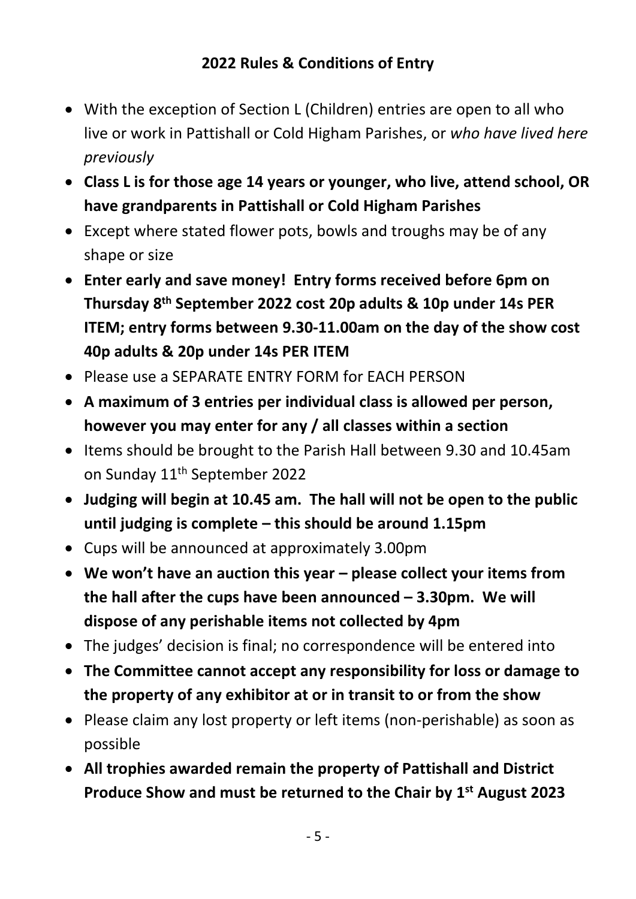## 2022 Rules & Conditions of Entry

- With the exception of Section L (Children) entries are open to all who live or work in Pattishall or Cold Higham Parishes, or *who have lived here previously*
- **Class L is for those age 14 years or younger, who live, attend school, OR have grandparents in Pattishall or Cold Higham Parishes**
- Except where stated flower pots, bowls and troughs may be of any shape or size
- **Enter early and save money! Entry forms received before 6pm on Thursday 8th September 2022 cost 20p adults & 10p under 14s PER ITEM; entry forms between 9.30-11.00am on the day of the show cost 40p adults & 20p under 14s PER ITEM**
- Please use a SEPARATE ENTRY FORM for EACH PERSON
- **A maximum of 3 entries per individual class is allowed per person, however you may enter for any / all classes within a section**
- Items should be brought to the Parish Hall between 9.30 and 10.45am on Sunday 11th September 2022
- **Judging will begin at 10.45 am. The hall will not be open to the public until judging is complete – this should be around 1.15pm**
- Cups will be announced at approximately 3.00pm
- **We won't have an auction this year – please collect your items from the hall after the cups have been announced – 3.30pm. We will dispose of any perishable items not collected by 4pm**
- The judges' decision is final; no correspondence will be entered into
- **The Committee cannot accept any responsibility for loss or damage to the property of any exhibitor at or in transit to or from the show**
- Please claim any lost property or left items (non-perishable) as soon as possible
- **All trophies awarded remain the property of Pattishall and District Produce Show and must be returned to the Chair by 1st August 2023**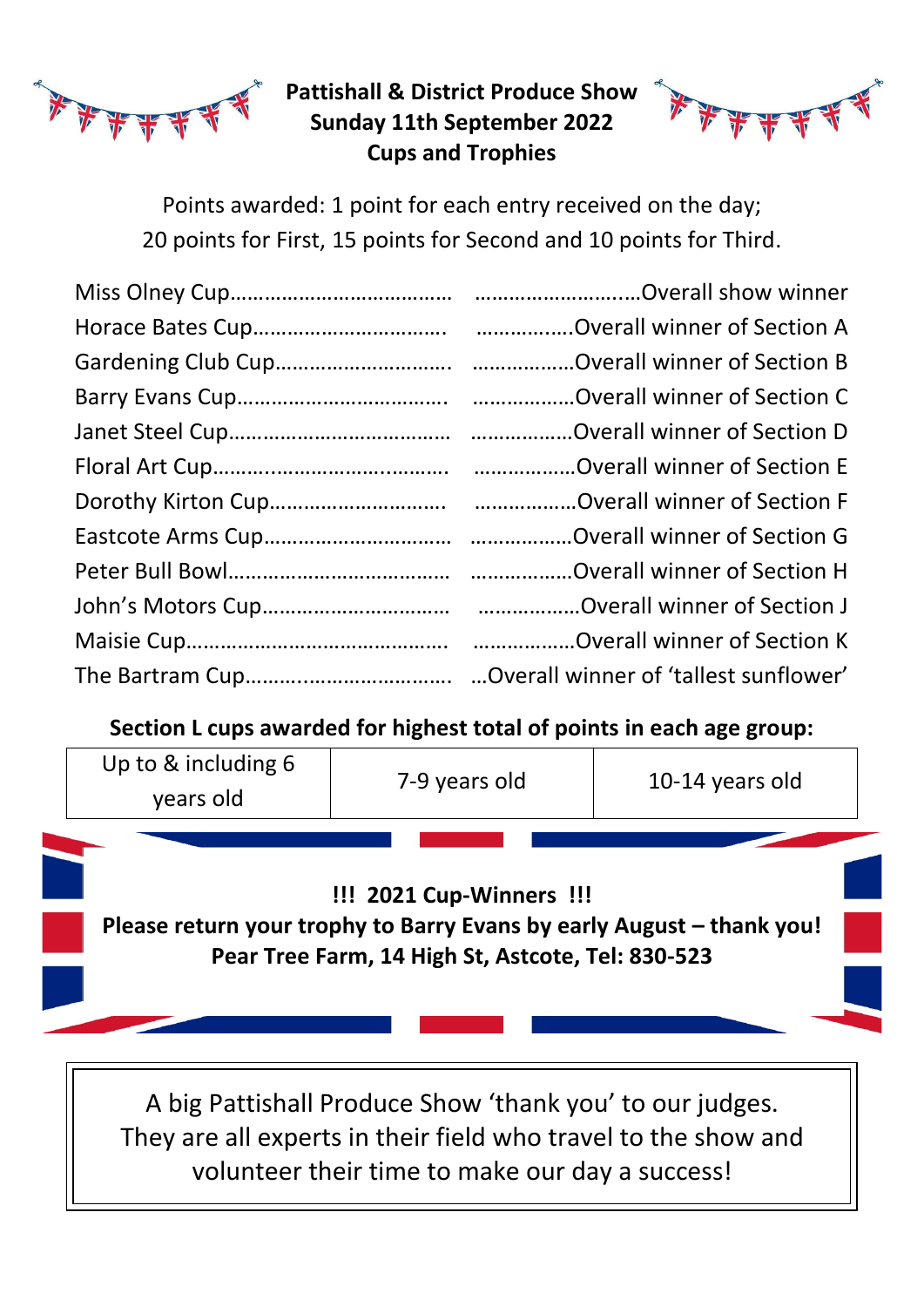# Pattishall & District Produce Show
## Sunday 11th September 2022
## Cups and Trophies

Points awarded: 1 point for each entry received on the day;
20 points for First, 15 points for Second and 10 points for Third.

| Cup | Awarded for |
|---|---|
| Miss Olney Cup | Overall show winner |
| Horace Bates Cup | Overall winner of Section A |
| Gardening Club Cup | Overall winner of Section B |
| Barry Evans Cup | Overall winner of Section C |
| Janet Steel Cup | Overall winner of Section D |
| Floral Art Cup | Overall winner of Section E |
| Dorothy Kirton Cup | Overall winner of Section F |
| Eastcote Arms Cup | Overall winner of Section G |
| Peter Bull Bowl | Overall winner of Section H |
| John's Motors Cup | Overall winner of Section J |
| Maisie Cup | Overall winner of Section K |
| The Bartram Cup | Overall winner of 'tallest sunflower' |

**Section L cups awarded for highest total of points in each age group:**

| Up to & including 6 years old | 7-9 years old | 10-14 years old |
|---|---|---|

**!!! 2021 Cup-Winners !!!**
**Please return your trophy to Barry Evans by early August – thank you!**
**Pear Tree Farm, 14 High St, Astcote, Tel: 830-523**

A big Pattishall Produce Show 'thank you' to our judges.
They are all experts in their field who travel to the show and volunteer their time to make our day a success!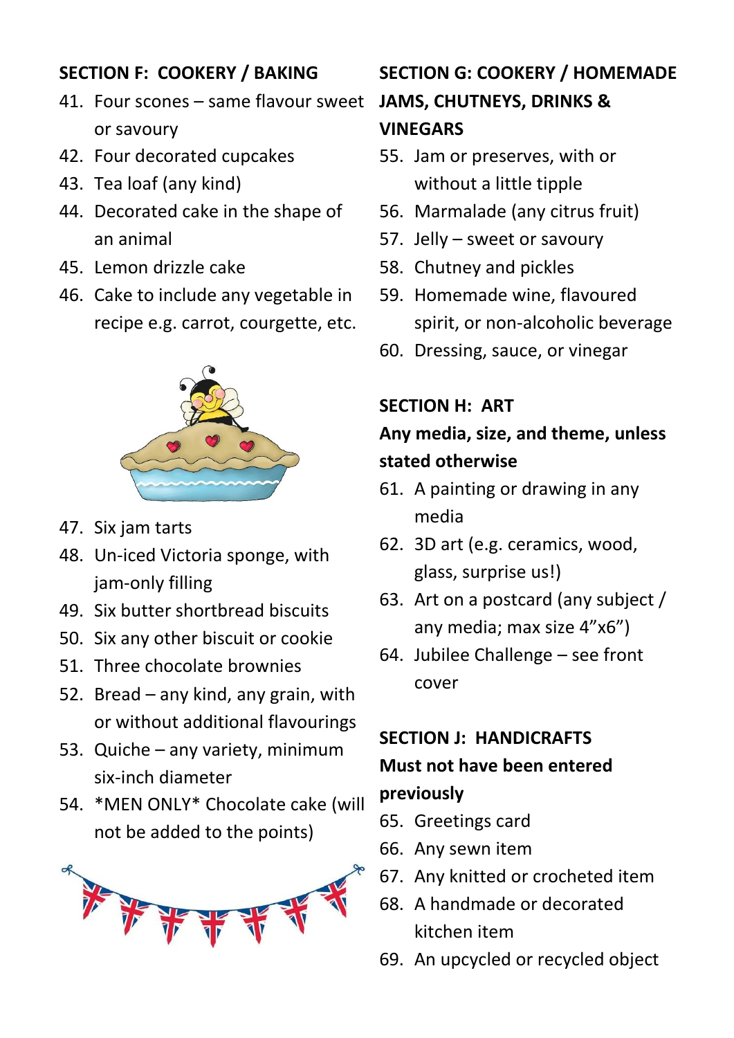## SECTION F: COOKERY / BAKING

41. Four scones – same flavour sweet or savoury
42. Four decorated cupcakes
43. Tea loaf (any kind)
44. Decorated cake in the shape of an animal
45. Lemon drizzle cake
46. Cake to include any vegetable in recipe e.g. carrot, courgette, etc.
47. Six jam tarts
48. Un-iced Victoria sponge, with jam-only filling
49. Six butter shortbread biscuits
50. Six any other biscuit or cookie
51. Three chocolate brownies
52. Bread – any kind, any grain, with or without additional flavourings
53. Quiche – any variety, minimum six-inch diameter
54. *MEN ONLY* Chocolate cake (will not be added to the points)

## SECTION G: COOKERY / HOMEMADE JAMS, CHUTNEYS, DRINKS & VINEGARS

55. Jam or preserves, with or without a little tipple
56. Marmalade (any citrus fruit)
57. Jelly – sweet or savoury
58. Chutney and pickles
59. Homemade wine, flavoured spirit, or non-alcoholic beverage
60. Dressing, sauce, or vinegar

## SECTION H: ART

**Any media, size, and theme, unless stated otherwise**

61. A painting or drawing in any media
62. 3D art (e.g. ceramics, wood, glass, surprise us!)
63. Art on a postcard (any subject / any media; max size 4”x6”)
64. Jubilee Challenge – see front cover

## SECTION J: HANDICRAFTS

**Must not have been entered previously**

65. Greetings card
66. Any sewn item
67. Any knitted or crocheted item
68. A handmade or decorated kitchen item
69. An upcycled or recycled object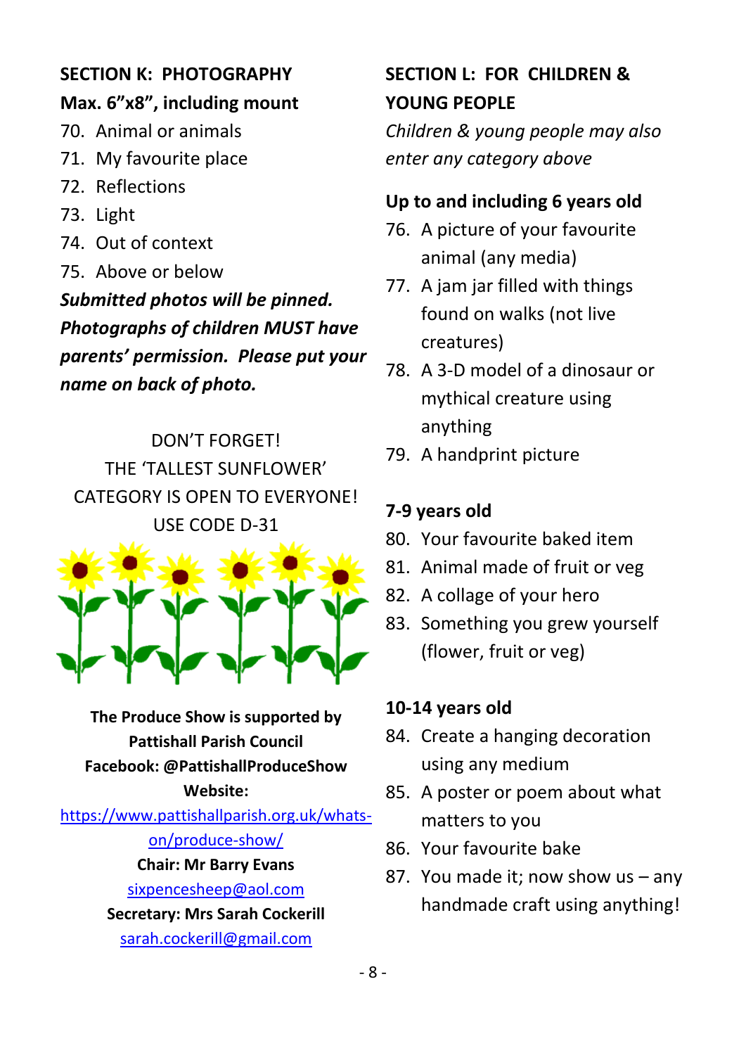## SECTION K: PHOTOGRAPHY

**Max. 6"x8", including mount**

70. Animal or animals
71. My favourite place
72. Reflections
73. Light
74. Out of context
75. Above or below

***Submitted photos will be pinned. Photographs of children MUST have parents' permission. Please put your name on back of photo.***

DON'T FORGET!
THE 'TALLEST SUNFLOWER' CATEGORY IS OPEN TO EVERYONE!
USE CODE D-31

**The Produce Show is supported by Pattishall Parish Council**
**Facebook: @PattishallProduceShow**
**Website:**
https://www.pattishallparish.org.uk/whats-on/produce-show/
**Chair: Mr Barry Evans**
sixpencesheep@aol.com
**Secretary: Mrs Sarah Cockerill**
sarah.cockerill@gmail.com

## SECTION L: FOR CHILDREN & YOUNG PEOPLE

*Children & young people may also enter any category above*

### Up to and including 6 years old

76. A picture of your favourite animal (any media)
77. A jam jar filled with things found on walks (not live creatures)
78. A 3-D model of a dinosaur or mythical creature using anything
79. A handprint picture

### 7-9 years old

80. Your favourite baked item
81. Animal made of fruit or veg
82. A collage of your hero
83. Something you grew yourself (flower, fruit or veg)

### 10-14 years old

84. Create a hanging decoration using any medium
85. A poster or poem about what matters to you
86. Your favourite bake
87. You made it; now show us – any handmade craft using anything!